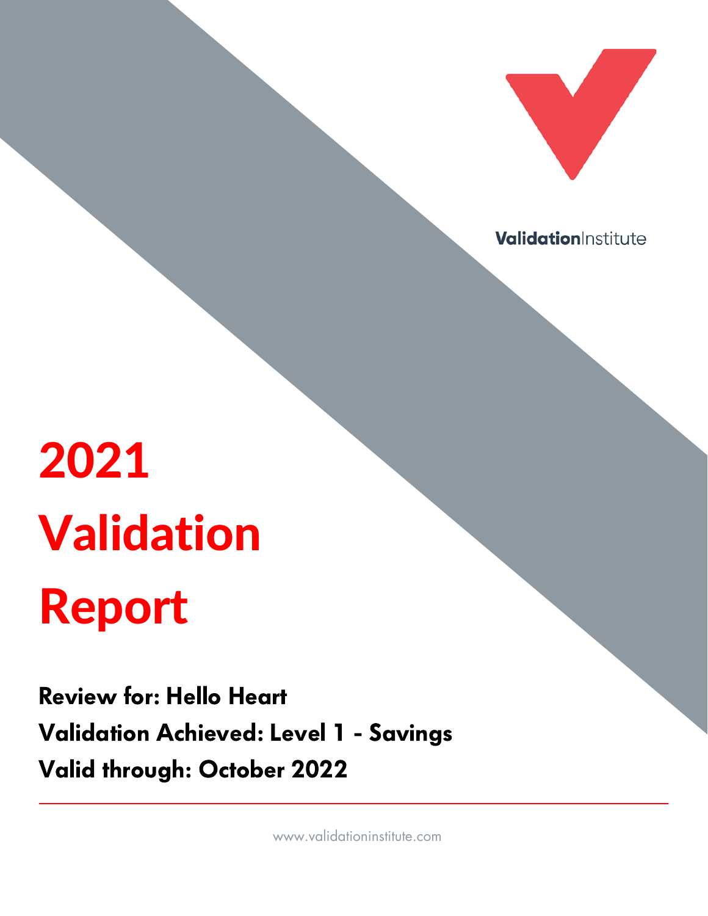ValidationInstitute

# 2021 Validation Report

**Review for: Hello Heart**

**Validation Achieved: Level 1 - Savings**

**Valid through: October 2022**

www.validationinstitute.com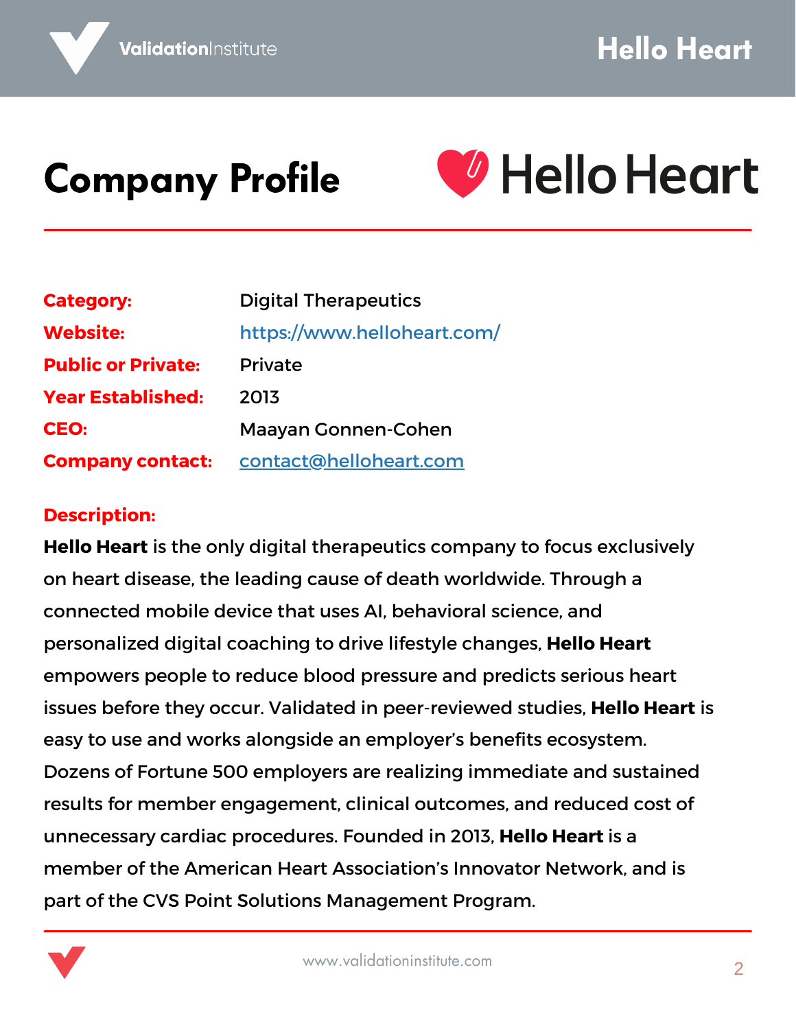# Company Profile

**Category:** Digital Therapeutics

**Website:** https://www.helloheart.com/

**Public or Private:** Private

**Year Established:** 2013

**CEO:** Maayan Gonnen-Cohen

**Company contact:** contact@helloheart.com

**Description:**

**Hello Heart** is the only digital therapeutics company to focus exclusively on heart disease, the leading cause of death worldwide. Through a connected mobile device that uses AI, behavioral science, and personalized digital coaching to drive lifestyle changes, **Hello Heart** empowers people to reduce blood pressure and predicts serious heart issues before they occur. Validated in peer-reviewed studies, **Hello Heart** is easy to use and works alongside an employer's benefits ecosystem. Dozens of Fortune 500 employers are realizing immediate and sustained results for member engagement, clinical outcomes, and reduced cost of unnecessary cardiac procedures. Founded in 2013, **Hello Heart** is a member of the American Heart Association's Innovator Network, and is part of the CVS Point Solutions Management Program.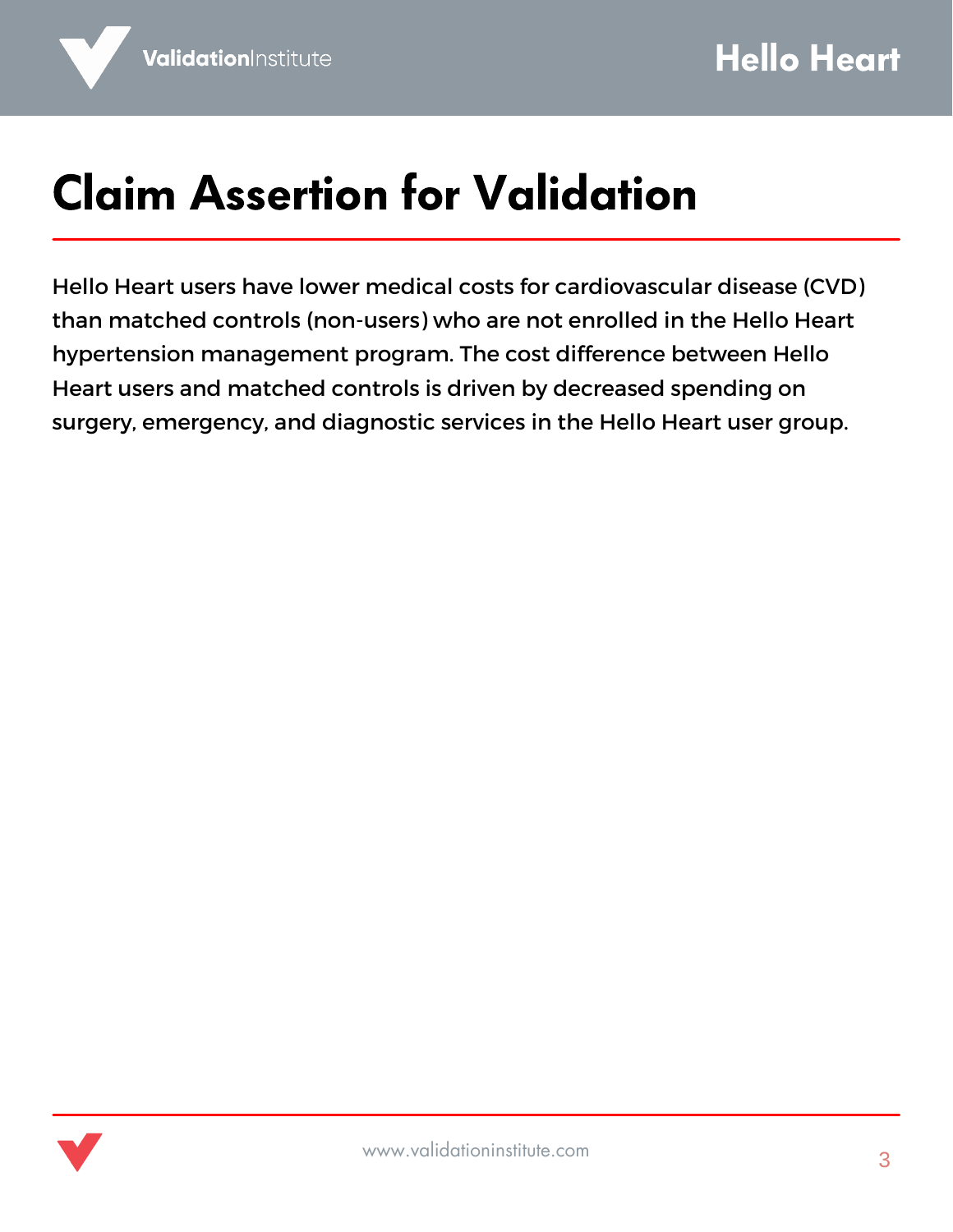# Claim Assertion for Validation

Hello Heart users have lower medical costs for cardiovascular disease (CVD) than matched controls (non-users) who are not enrolled in the Hello Heart hypertension management program. The cost difference between Hello Heart users and matched controls is driven by decreased spending on surgery, emergency, and diagnostic services in the Hello Heart user group.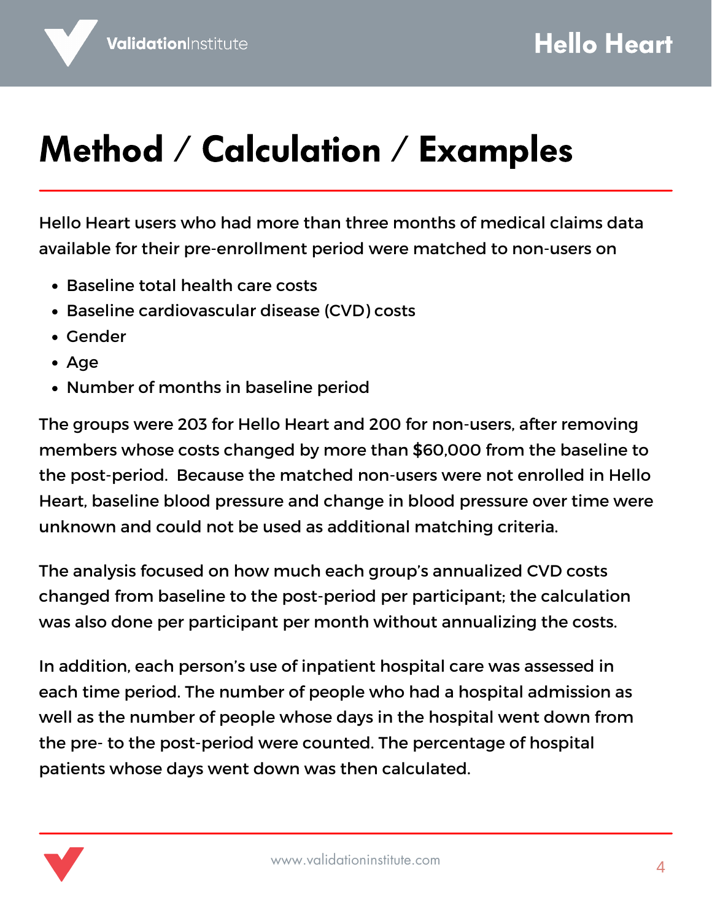# Method / Calculation / Examples

Hello Heart users who had more than three months of medical claims data available for their pre-enrollment period were matched to non-users on

- Baseline total health care costs
- Baseline cardiovascular disease (CVD) costs
- Gender
- Age
- Number of months in baseline period

The groups were 203 for Hello Heart and 200 for non-users, after removing members whose costs changed by more than $60,000 from the baseline to the post-period. Because the matched non-users were not enrolled in Hello Heart, baseline blood pressure and change in blood pressure over time were unknown and could not be used as additional matching criteria.

The analysis focused on how much each group's annualized CVD costs changed from baseline to the post-period per participant; the calculation was also done per participant per month without annualizing the costs.

In addition, each person's use of inpatient hospital care was assessed in each time period. The number of people who had a hospital admission as well as the number of people whose days in the hospital went down from the pre- to the post-period were counted. The percentage of hospital patients whose days went down was then calculated.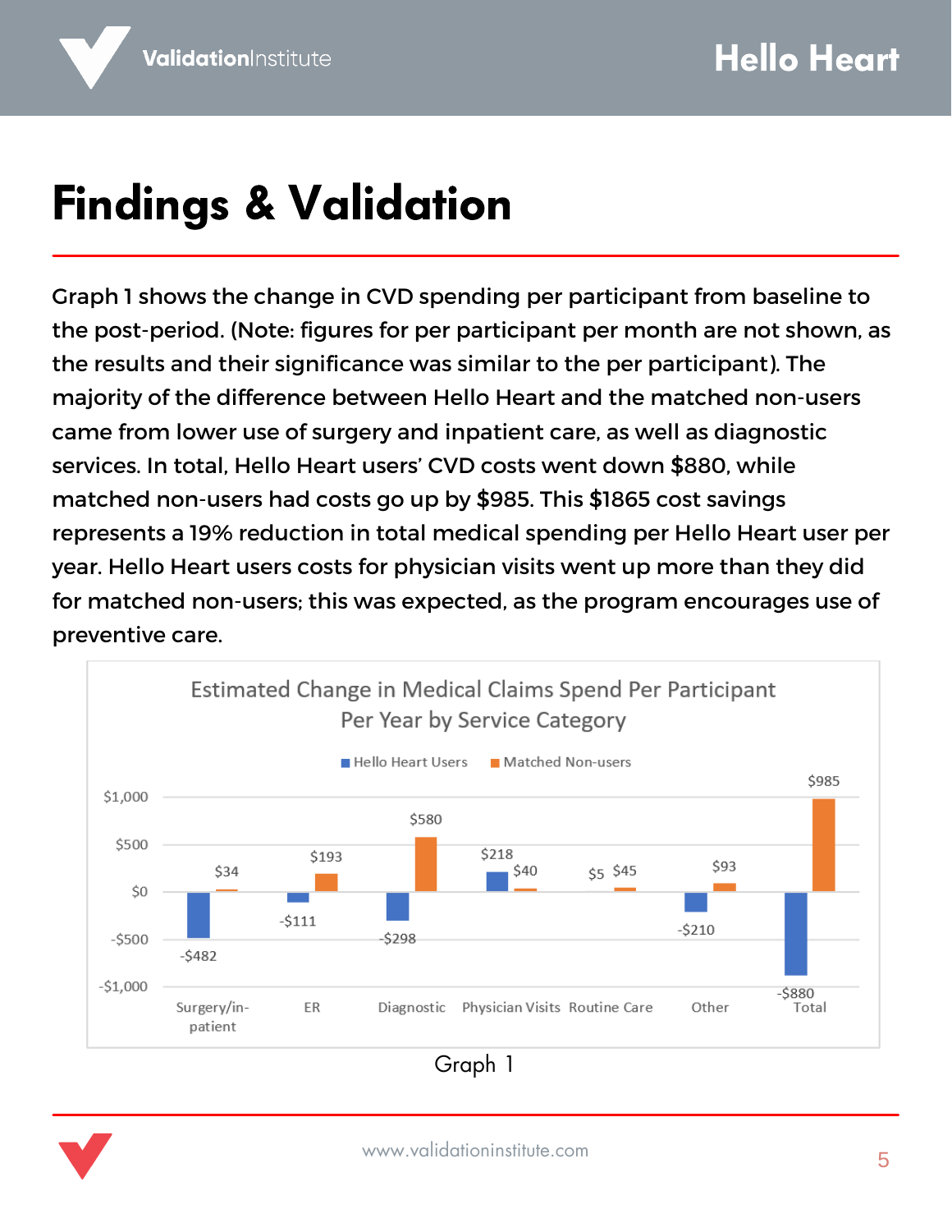# Findings & Validation

Graph 1 shows the change in CVD spending per participant from baseline to the post-period. (Note: figures for per participant per month are not shown, as the results and their significance was similar to the per participant). The majority of the difference between Hello Heart and the matched non-users came from lower use of surgery and inpatient care, as well as diagnostic services. In total, Hello Heart users' CVD costs went down $880, while matched non-users had costs go up by $985. This $1865 cost savings represents a 19% reduction in total medical spending per Hello Heart user per year. Hello Heart users costs for physician visits went up more than they did for matched non-users; this was expected, as the program encourages use of preventive care.

**Estimated Change in Medical Claims Spend Per Participant Per Year by Service Category**

| Service Category | Hello Heart Users | Matched Non-users |
|---|---|---|
| Surgery/in-patient | -$482 | $34 |
| ER | -$111 | $193 |
| Diagnostic | -$298 | $580 |
| Physician Visits | $218 | $40 |
| Routine Care | $5 | $45 |
| Other | -$210 | $93 |
| Total | -$880 | $985 |

Graph 1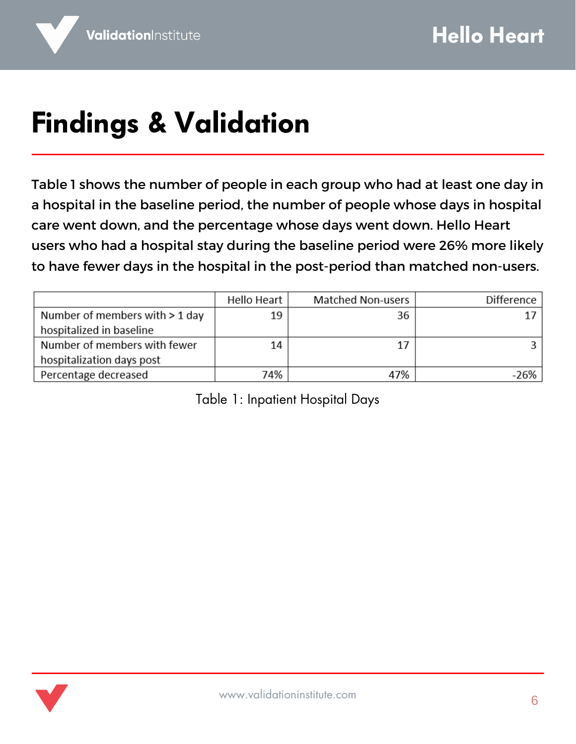# Findings & Validation

Table 1 shows the number of people in each group who had at least one day in a hospital in the baseline period, the number of people whose days in hospital care went down, and the percentage whose days went down. Hello Heart users who had a hospital stay during the baseline period were 26% more likely to have fewer days in the hospital in the post-period than matched non-users.

| | Hello Heart | Matched Non-users | Difference |
|---|---|---|---|
| Number of members with > 1 day hospitalized in baseline | 19 | 36 | 17 |
| Number of members with fewer hospitalization days post | 14 | 17 | 3 |
| Percentage decreased | 74% | 47% | -26% |

Table 1: Inpatient Hospital Days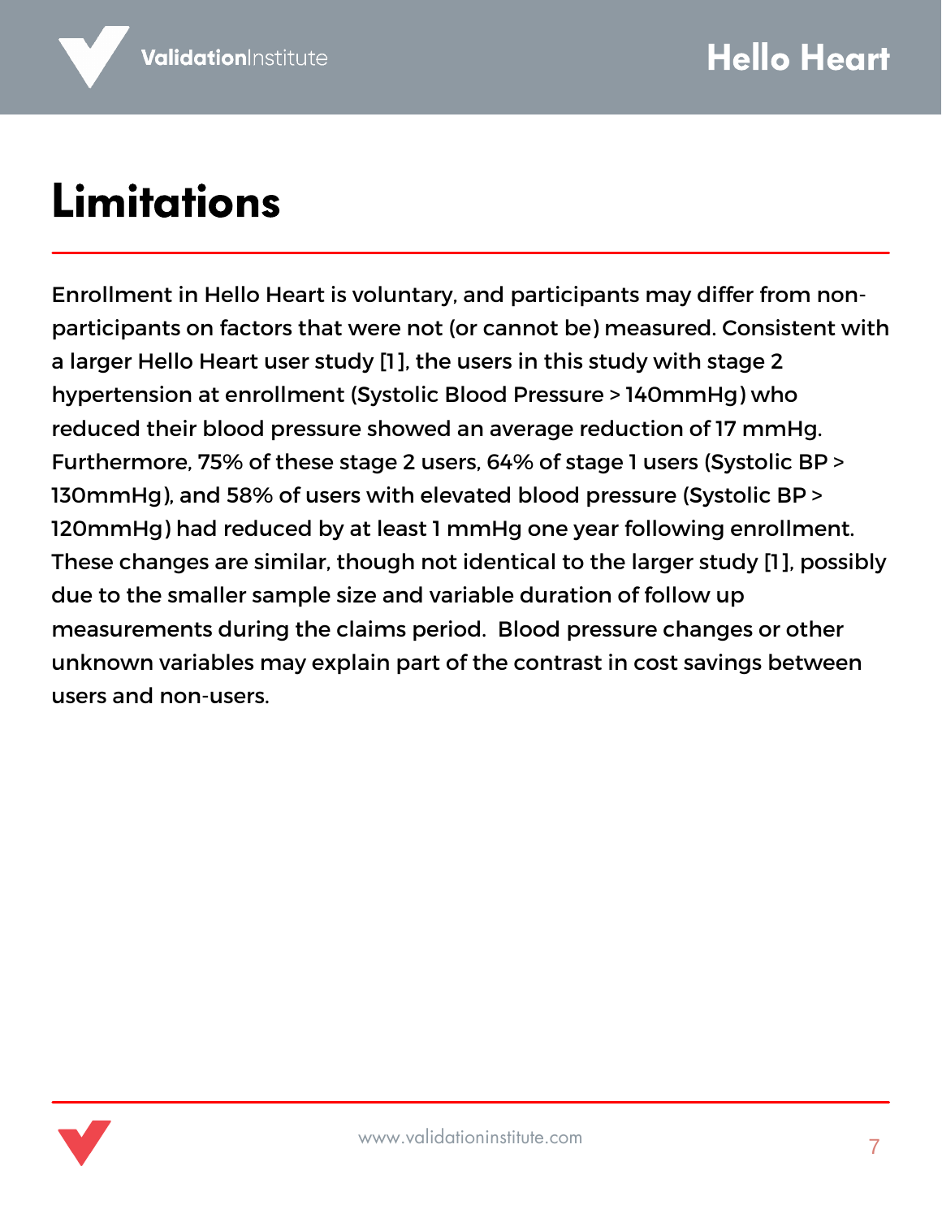# Limitations

Enrollment in Hello Heart is voluntary, and participants may differ from non-participants on factors that were not (or cannot be) measured. Consistent with a larger Hello Heart user study [1], the users in this study with stage 2 hypertension at enrollment (Systolic Blood Pressure > 140mmHg) who reduced their blood pressure showed an average reduction of 17 mmHg. Furthermore, 75% of these stage 2 users, 64% of stage 1 users (Systolic BP > 130mmHg), and 58% of users with elevated blood pressure (Systolic BP > 120mmHg) had reduced by at least 1 mmHg one year following enrollment. These changes are similar, though not identical to the larger study [1], possibly due to the smaller sample size and variable duration of follow up measurements during the claims period.  Blood pressure changes or other unknown variables may explain part of the contrast in cost savings between users and non-users.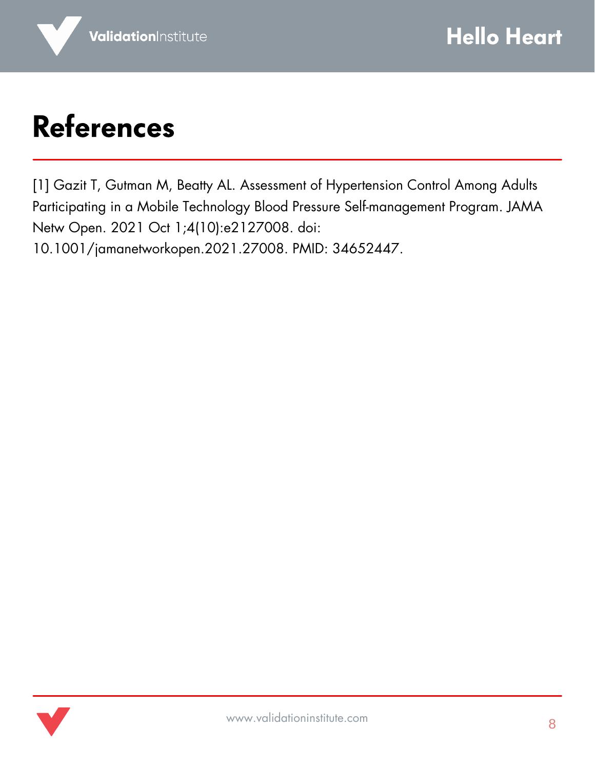# References

[1] Gazit T, Gutman M, Beatty AL. Assessment of Hypertension Control Among Adults Participating in a Mobile Technology Blood Pressure Self-management Program. JAMA Netw Open. 2021 Oct 1;4(10):e2127008. doi: 10.1001/jamanetworkopen.2021.27008. PMID: 34652447.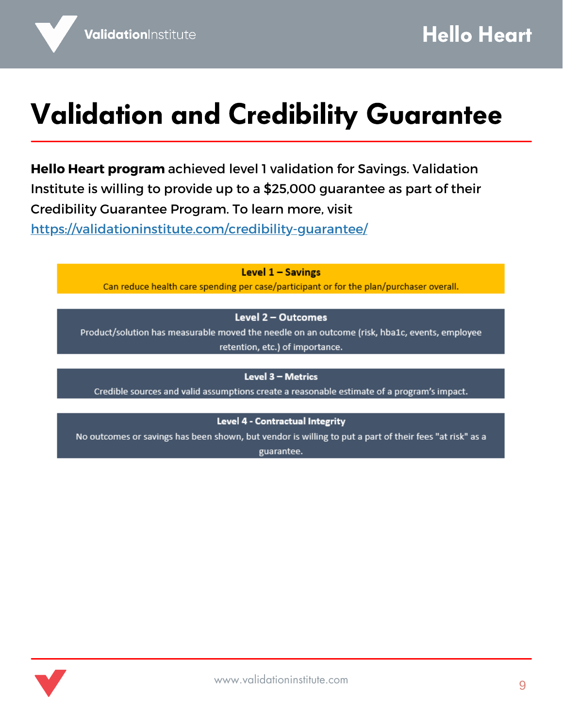# Validation and Credibility Guarantee

**Hello Heart program** achieved level 1 validation for Savings. Validation Institute is willing to provide up to a $25,000 guarantee as part of their Credibility Guarantee Program. To learn more, visit https://validationinstitute.com/credibility-guarantee/

**Level 1 – Savings**
Can reduce health care spending per case/participant or for the plan/purchaser overall.

**Level 2 – Outcomes**
Product/solution has measurable moved the needle on an outcome (risk, hba1c, events, employee retention, etc.) of importance.

**Level 3 – Metrics**
Credible sources and valid assumptions create a reasonable estimate of a program's impact.

**Level 4 - Contractual Integrity**
No outcomes or savings has been shown, but vendor is willing to put a part of their fees "at risk" as a guarantee.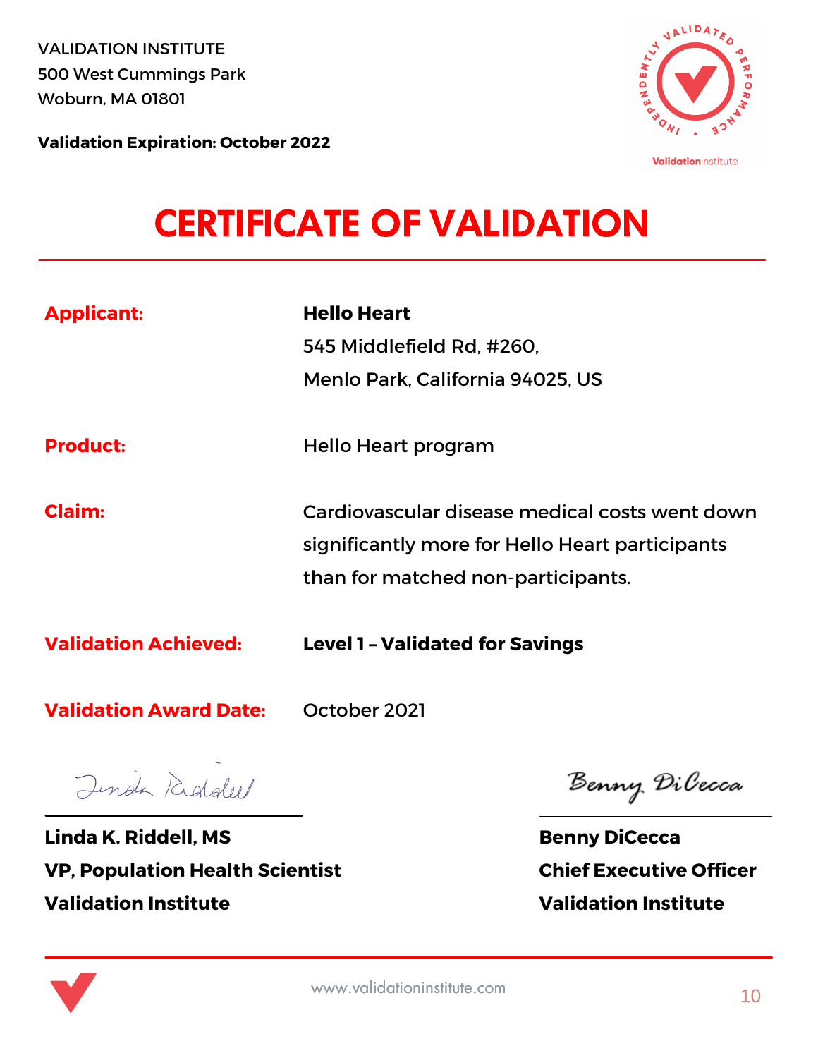VALIDATION INSTITUTE
500 West Cummings Park
Woburn, MA 01801

**Validation Expiration: October 2022**

# CERTIFICATE OF VALIDATION

| | |
|---|---|
| **Applicant:** | **Hello Heart**<br>545 Middlefield Rd, #260,<br>Menlo Park, California 94025, US |
| **Product:** | Hello Heart program |
| **Claim:** | Cardiovascular disease medical costs went down significantly more for Hello Heart participants than for matched non-participants. |
| **Validation Achieved:** | **Level 1 – Validated for Savings** |
| **Validation Award Date:** | October 2021 |

**Linda K. Riddell, MS**
**VP, Population Health Scientist**
**Validation Institute**

**Benny DiCecca**
**Chief Executive Officer**
**Validation Institute**

www.validationinstitute.com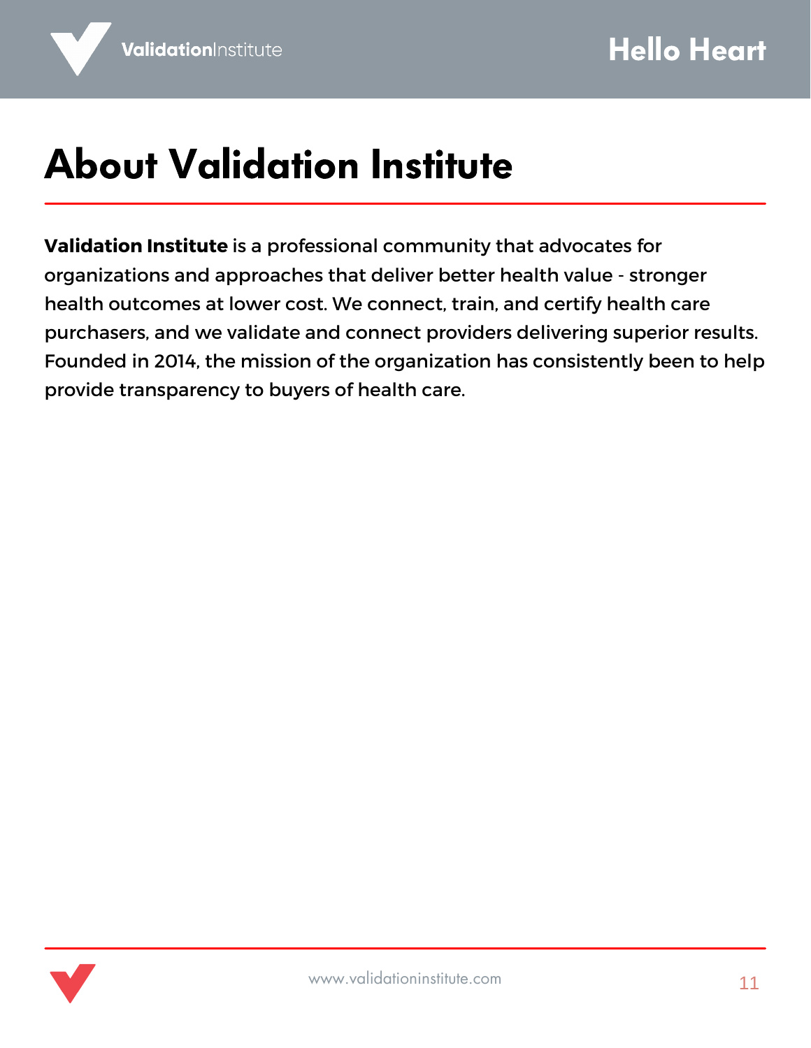# About Validation Institute

**Validation Institute** is a professional community that advocates for organizations and approaches that deliver better health value - stronger health outcomes at lower cost. We connect, train, and certify health care purchasers, and we validate and connect providers delivering superior results. Founded in 2014, the mission of the organization has consistently been to help provide transparency to buyers of health care.